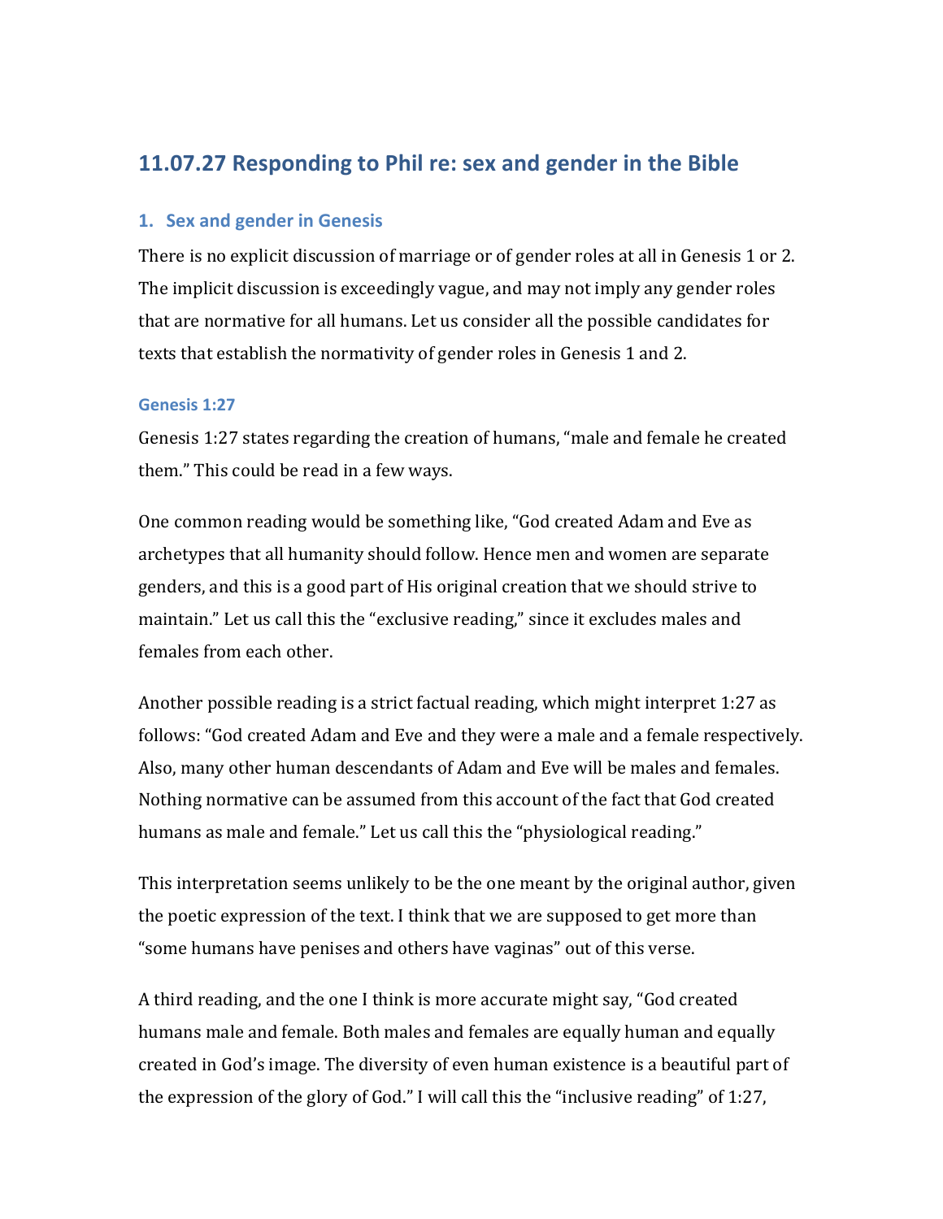# 11.07.27 Responding to Phil re: sex and gender in the Bible

## 1. Sex and gender in Genesis

There is no explicit discussion of marriage or of gender roles at all in Genesis 1 or 2. The implicit discussion is exceedingly vague, and may not imply any gender roles that are normative for all humans. Let us consider all the possible candidates for texts that establish the normativity of gender roles in Genesis 1 and 2.

### Genesis 1:27

Genesis 1:27 states regarding the creation of humans, "male and female he created them." This could be read in a few ways.

One common reading would be something like, "God created Adam and Eve as archetypes that all humanity should follow. Hence men and women are separate genders, and this is a good part of His original creation that we should strive to maintain." Let us call this the "exclusive reading," since it excludes males and females from each other.

Another possible reading is a strict factual reading, which might interpret 1:27 as follows: "God created Adam and Eve and they were a male and a female respectively. Also, many other human descendants of Adam and Eve will be males and females. Nothing normative can be assumed from this account of the fact that God created humans as male and female." Let us call this the "physiological reading."

This interpretation seems unlikely to be the one meant by the original author, given the poetic expression of the text. I think that we are supposed to get more than "some humans have penises and others have vaginas" out of this verse.

A third reading, and the one I think is more accurate might say, "God created humans male and female. Both males and females are equally human and equally created in God's image. The diversity of even human existence is a beautiful part of the expression of the glory of God." I will call this the "inclusive reading" of 1:27,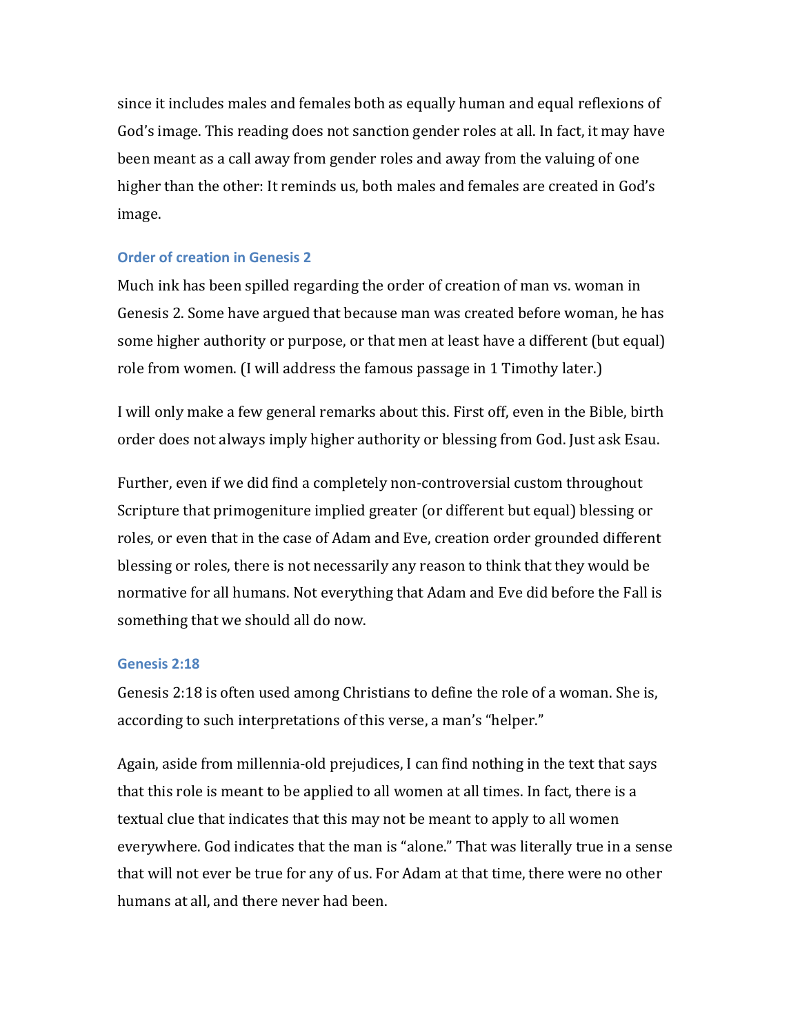since it includes males and females both as equally human and equal reflexions of God's image. This reading does not sanction gender roles at all. In fact, it may have been meant as a call away from gender roles and away from the valuing of one higher than the other: It reminds us, both males and females are created in God's image.

### Order of creation in Genesis 2

Much ink has been spilled regarding the order of creation of man vs. woman in Genesis 2. Some have argued that because man was created before woman, he has some higher authority or purpose, or that men at least have a different (but equal) role from women. (I will address the famous passage in 1 Timothy later.)

I will only make a few general remarks about this. First off, even in the Bible, birth order does not always imply higher authority or blessing from God. Just ask Esau.

Further, even if we did find a completely non-controversial custom throughout Scripture that primogeniture implied greater (or different but equal) blessing or roles, or even that in the case of Adam and Eve, creation order grounded different blessing or roles, there is not necessarily any reason to think that they would be normative for all humans. Not everything that Adam and Eve did before the Fall is something that we should all do now.

### Genesis 2:18

Genesis 2:18 is often used among Christians to define the role of a woman. She is, according to such interpretations of this verse, a man's "helper."

Again, aside from millennia-old prejudices, I can find nothing in the text that says that this role is meant to be applied to all women at all times. In fact, there is a textual clue that indicates that this may not be meant to apply to all women everywhere. God indicates that the man is "alone." That was literally true in a sense that will not ever be true for any of us. For Adam at that time, there were no other humans at all, and there never had been.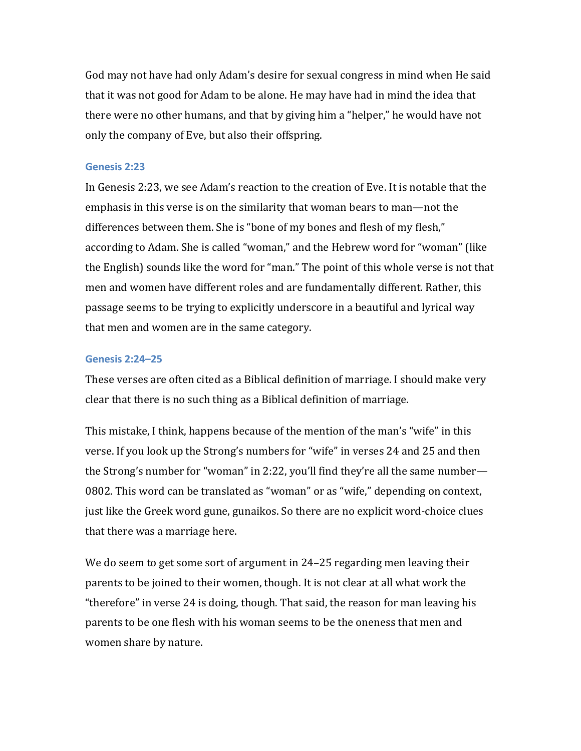God may not have had only Adam's desire for sexual congress in mind when He said that it was not good for Adam to be alone. He may have had in mind the idea that there were no other humans, and that by giving him a "helper," he would have not only the company of Eve, but also their offspring.

### Genesis 2:23

In Genesis 2:23, we see Adam's reaction to the creation of Eve. It is notable that the emphasis in this verse is on the similarity that woman bears to man—not the differences between them. She is "bone of my bones and flesh of my flesh," according to Adam. She is called "woman," and the Hebrew word for "woman" (like the English) sounds like the word for "man." The point of this whole verse is not that men and women have different roles and are fundamentally different. Rather, this passage seems to be trying to explicitly underscore in a beautiful and lyrical way that men and women are in the same category.

### Genesis 2:24–25

These verses are often cited as a Biblical definition of marriage. I should make very clear that there is no such thing as a Biblical definition of marriage.

This mistake, I think, happens because of the mention of the man's "wife" in this verse. If you look up the Strong's numbers for "wife" in verses 24 and 25 and then the Strong's number for "woman" in 2:22, you'll find they're all the same number—0802. This word can be translated as "woman" or as "wife," depending on context, just like the Greek word gune, gunaikos. So there are no explicit word-choice clues that there was a marriage here.

We do seem to get some sort of argument in 24–25 regarding men leaving their parents to be joined to their women, though. It is not clear at all what work the "therefore" in verse 24 is doing, though. That said, the reason for man leaving his parents to be one flesh with his woman seems to be the oneness that men and women share by nature.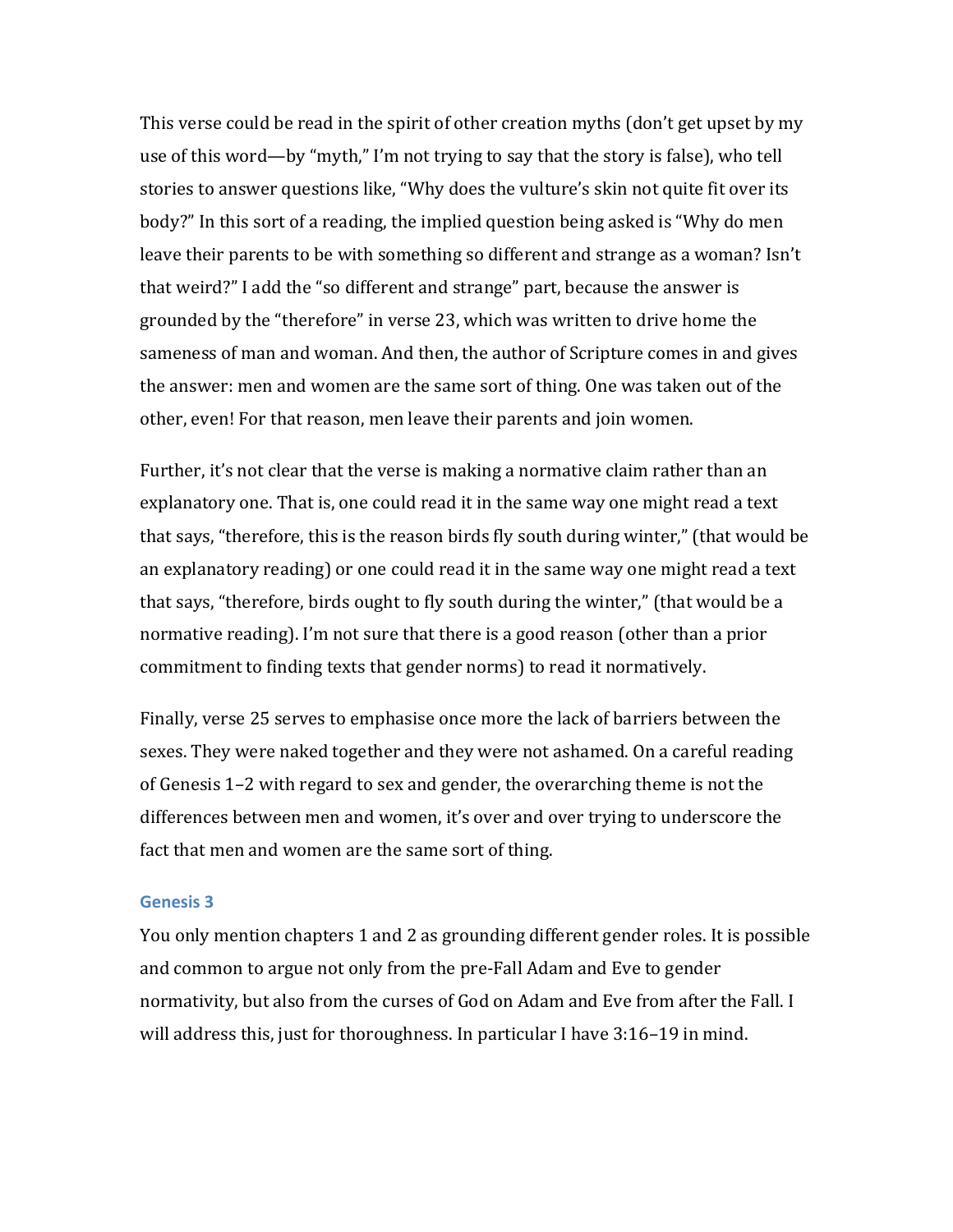This verse could be read in the spirit of other creation myths (don't get upset by my use of this word—by "myth," I'm not trying to say that the story is false), who tell stories to answer questions like, "Why does the vulture's skin not quite fit over its body?" In this sort of a reading, the implied question being asked is "Why do men leave their parents to be with something so different and strange as a woman? Isn't that weird?" I add the "so different and strange" part, because the answer is grounded by the "therefore" in verse 23, which was written to drive home the sameness of man and woman. And then, the author of Scripture comes in and gives the answer: men and women are the same sort of thing. One was taken out of the other, even! For that reason, men leave their parents and join women.

Further, it's not clear that the verse is making a normative claim rather than an explanatory one. That is, one could read it in the same way one might read a text that says, "therefore, this is the reason birds fly south during winter," (that would be an explanatory reading) or one could read it in the same way one might read a text that says, "therefore, birds ought to fly south during the winter," (that would be a normative reading). I'm not sure that there is a good reason (other than a prior commitment to finding texts that gender norms) to read it normatively.

Finally, verse 25 serves to emphasise once more the lack of barriers between the sexes. They were naked together and they were not ashamed. On a careful reading of Genesis 1–2 with regard to sex and gender, the overarching theme is not the differences between men and women, it's over and over trying to underscore the fact that men and women are the same sort of thing.

### Genesis 3

You only mention chapters 1 and 2 as grounding different gender roles. It is possible and common to argue not only from the pre-Fall Adam and Eve to gender normativity, but also from the curses of God on Adam and Eve from after the Fall. I will address this, just for thoroughness. In particular I have 3:16–19 in mind.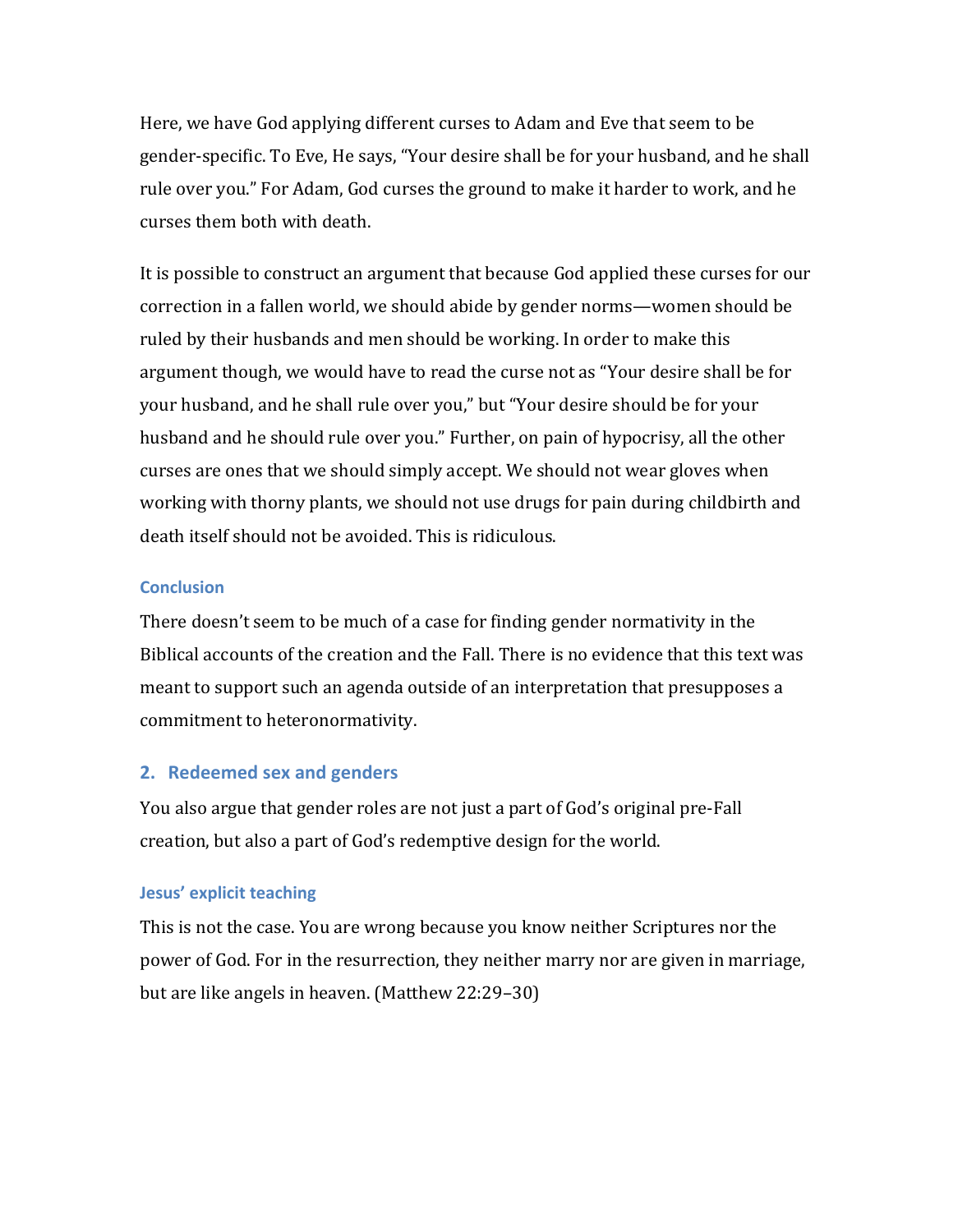Here, we have God applying different curses to Adam and Eve that seem to be gender-specific. To Eve, He says, "Your desire shall be for your husband, and he shall rule over you." For Adam, God curses the ground to make it harder to work, and he curses them both with death.

It is possible to construct an argument that because God applied these curses for our correction in a fallen world, we should abide by gender norms—women should be ruled by their husbands and men should be working. In order to make this argument though, we would have to read the curse not as "Your desire shall be for your husband, and he shall rule over you," but "Your desire should be for your husband and he should rule over you." Further, on pain of hypocrisy, all the other curses are ones that we should simply accept. We should not wear gloves when working with thorny plants, we should not use drugs for pain during childbirth and death itself should not be avoided. This is ridiculous.

#### Conclusion

There doesn't seem to be much of a case for finding gender normativity in the Biblical accounts of the creation and the Fall. There is no evidence that this text was meant to support such an agenda outside of an interpretation that presupposes a commitment to heteronormativity.

### 2. Redeemed sex and genders

You also argue that gender roles are not just a part of God's original pre-Fall creation, but also a part of God's redemptive design for the world.

#### Jesus' explicit teaching

This is not the case. You are wrong because you know neither Scriptures nor the power of God. For in the resurrection, they neither marry nor are given in marriage, but are like angels in heaven. (Matthew 22:29–30)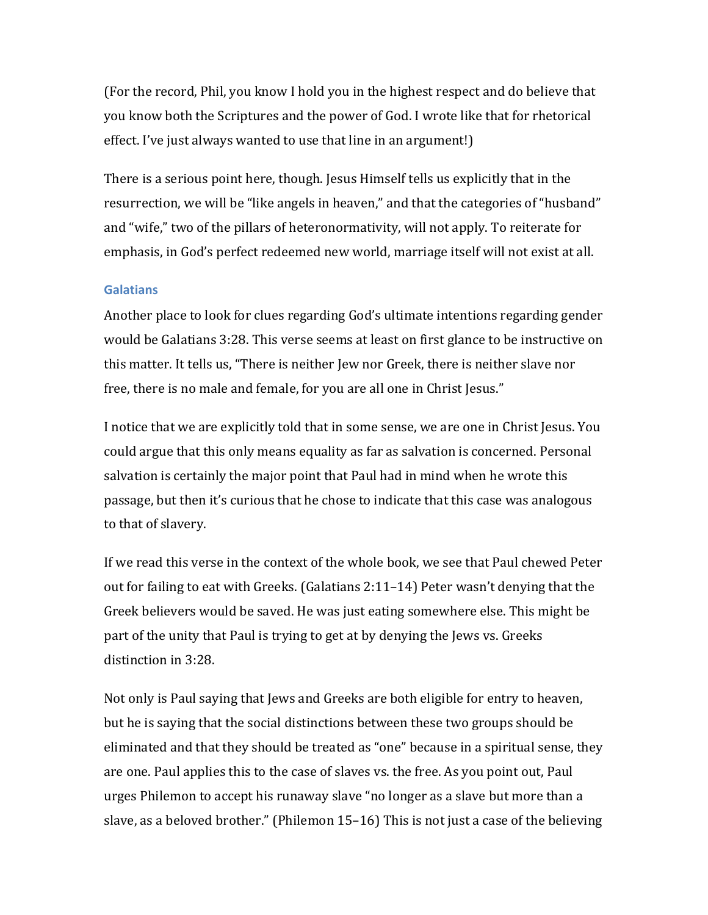(For the record, Phil, you know I hold you in the highest respect and do believe that you know both the Scriptures and the power of God. I wrote like that for rhetorical effect. I've just always wanted to use that line in an argument!)

There is a serious point here, though. Jesus Himself tells us explicitly that in the resurrection, we will be "like angels in heaven," and that the categories of "husband" and "wife," two of the pillars of heteronormativity, will not apply. To reiterate for emphasis, in God's perfect redeemed new world, marriage itself will not exist at all.

### Galatians

Another place to look for clues regarding God's ultimate intentions regarding gender would be Galatians 3:28. This verse seems at least on first glance to be instructive on this matter. It tells us, "There is neither Jew nor Greek, there is neither slave nor free, there is no male and female, for you are all one in Christ Jesus."

I notice that we are explicitly told that in some sense, we are one in Christ Jesus. You could argue that this only means equality as far as salvation is concerned. Personal salvation is certainly the major point that Paul had in mind when he wrote this passage, but then it's curious that he chose to indicate that this case was analogous to that of slavery.

If we read this verse in the context of the whole book, we see that Paul chewed Peter out for failing to eat with Greeks. (Galatians 2:11–14) Peter wasn't denying that the Greek believers would be saved. He was just eating somewhere else. This might be part of the unity that Paul is trying to get at by denying the Jews vs. Greeks distinction in 3:28.

Not only is Paul saying that Jews and Greeks are both eligible for entry to heaven, but he is saying that the social distinctions between these two groups should be eliminated and that they should be treated as "one" because in a spiritual sense, they are one. Paul applies this to the case of slaves vs. the free. As you point out, Paul urges Philemon to accept his runaway slave "no longer as a slave but more than a slave, as a beloved brother." (Philemon 15–16) This is not just a case of the believing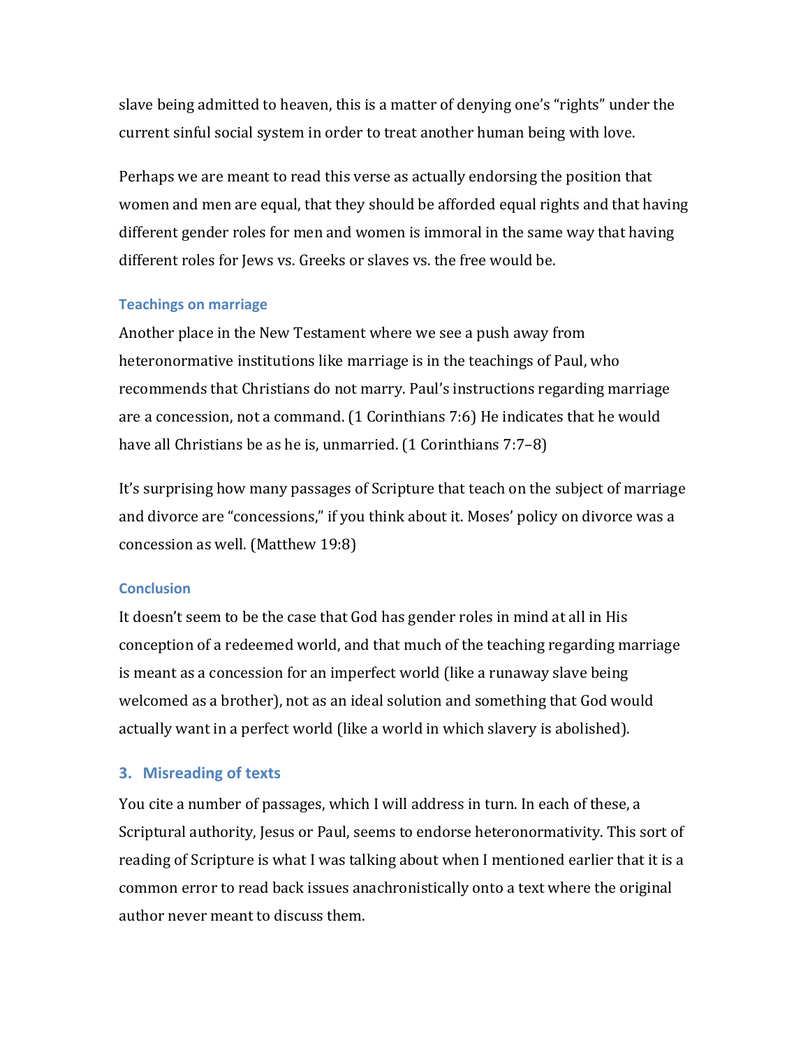slave being admitted to heaven, this is a matter of denying one's "rights" under the current sinful social system in order to treat another human being with love.

Perhaps we are meant to read this verse as actually endorsing the position that women and men are equal, that they should be afforded equal rights and that having different gender roles for men and women is immoral in the same way that having different roles for Jews vs. Greeks or slaves vs. the free would be.

### Teachings on marriage

Another place in the New Testament where we see a push away from heteronormative institutions like marriage is in the teachings of Paul, who recommends that Christians do not marry. Paul's instructions regarding marriage are a concession, not a command. (1 Corinthians 7:6) He indicates that he would have all Christians be as he is, unmarried. (1 Corinthians 7:7–8)

It's surprising how many passages of Scripture that teach on the subject of marriage and divorce are "concessions," if you think about it. Moses' policy on divorce was a concession as well. (Matthew 19:8)

### Conclusion

It doesn't seem to be the case that God has gender roles in mind at all in His conception of a redeemed world, and that much of the teaching regarding marriage is meant as a concession for an imperfect world (like a runaway slave being welcomed as a brother), not as an ideal solution and something that God would actually want in a perfect world (like a world in which slavery is abolished).

## 3. Misreading of texts

You cite a number of passages, which I will address in turn. In each of these, a Scriptural authority, Jesus or Paul, seems to endorse heteronormativity. This sort of reading of Scripture is what I was talking about when I mentioned earlier that it is a common error to read back issues anachronistically onto a text where the original author never meant to discuss them.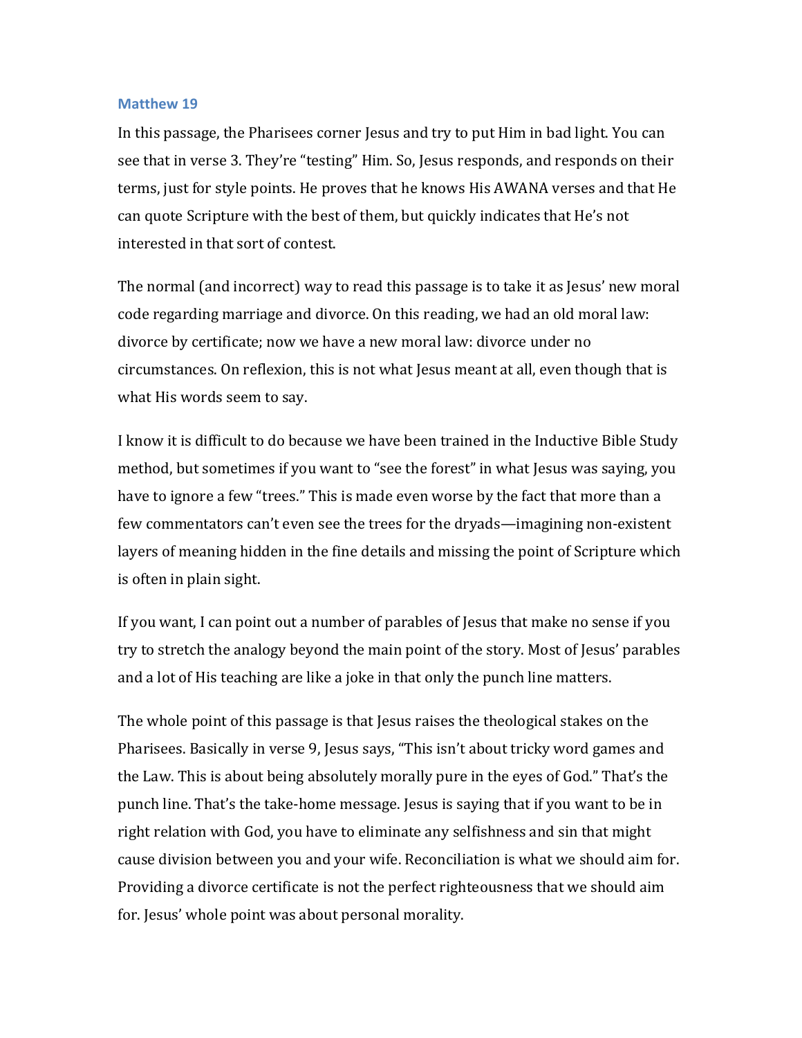### Matthew 19

In this passage, the Pharisees corner Jesus and try to put Him in bad light. You can see that in verse 3. They're "testing" Him. So, Jesus responds, and responds on their terms, just for style points. He proves that he knows His AWANA verses and that He can quote Scripture with the best of them, but quickly indicates that He's not interested in that sort of contest.

The normal (and incorrect) way to read this passage is to take it as Jesus' new moral code regarding marriage and divorce. On this reading, we had an old moral law: divorce by certificate; now we have a new moral law: divorce under no circumstances. On reflexion, this is not what Jesus meant at all, even though that is what His words seem to say.

I know it is difficult to do because we have been trained in the Inductive Bible Study method, but sometimes if you want to "see the forest" in what Jesus was saying, you have to ignore a few "trees." This is made even worse by the fact that more than a few commentators can't even see the trees for the dryads—imagining non-existent layers of meaning hidden in the fine details and missing the point of Scripture which is often in plain sight.

If you want, I can point out a number of parables of Jesus that make no sense if you try to stretch the analogy beyond the main point of the story. Most of Jesus' parables and a lot of His teaching are like a joke in that only the punch line matters.

The whole point of this passage is that Jesus raises the theological stakes on the Pharisees. Basically in verse 9, Jesus says, "This isn't about tricky word games and the Law. This is about being absolutely morally pure in the eyes of God." That's the punch line. That's the take-home message. Jesus is saying that if you want to be in right relation with God, you have to eliminate any selfishness and sin that might cause division between you and your wife. Reconciliation is what we should aim for. Providing a divorce certificate is not the perfect righteousness that we should aim for. Jesus' whole point was about personal morality.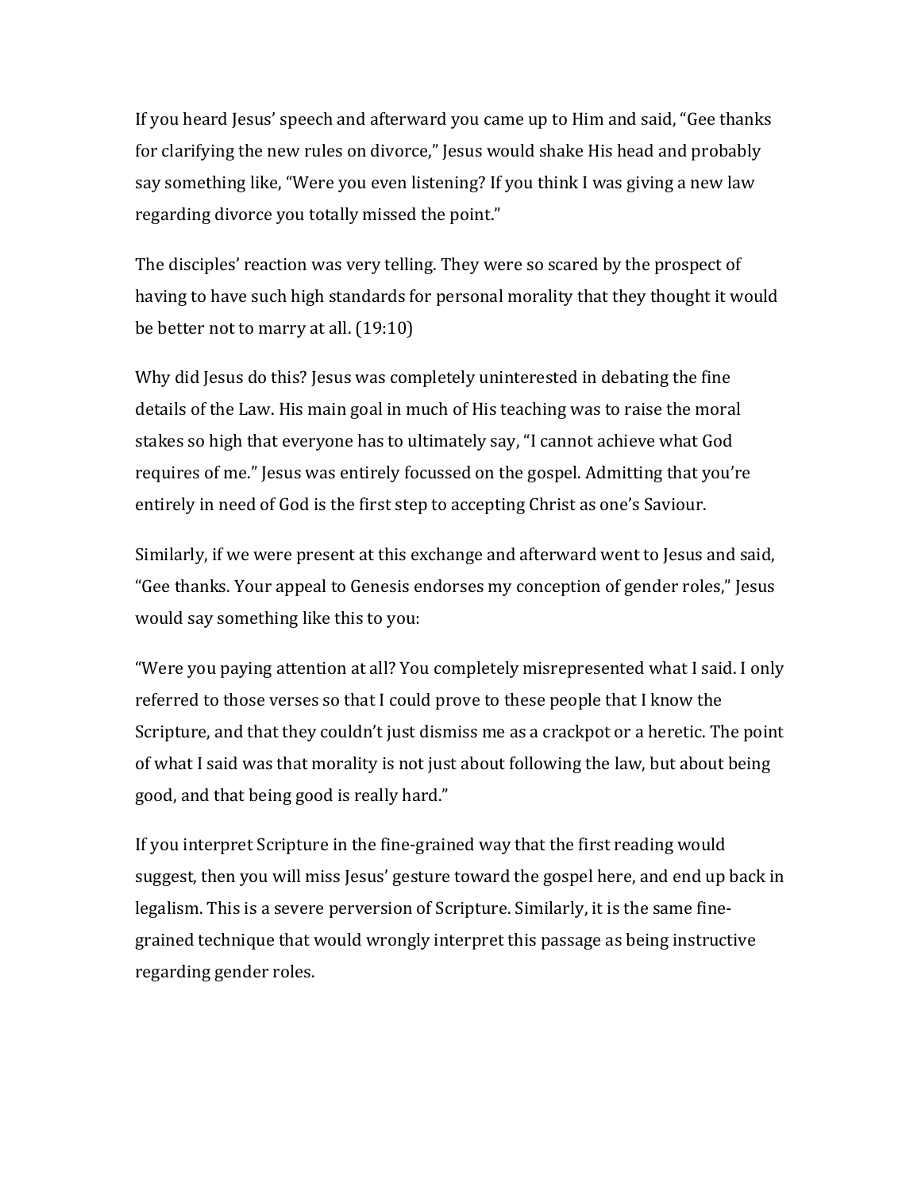If you heard Jesus' speech and afterward you came up to Him and said, "Gee thanks for clarifying the new rules on divorce," Jesus would shake His head and probably say something like, "Were you even listening? If you think I was giving a new law regarding divorce you totally missed the point."

The disciples' reaction was very telling. They were so scared by the prospect of having to have such high standards for personal morality that they thought it would be better not to marry at all. (19:10)

Why did Jesus do this? Jesus was completely uninterested in debating the fine details of the Law. His main goal in much of His teaching was to raise the moral stakes so high that everyone has to ultimately say, "I cannot achieve what God requires of me." Jesus was entirely focussed on the gospel. Admitting that you're entirely in need of God is the first step to accepting Christ as one's Saviour.

Similarly, if we were present at this exchange and afterward went to Jesus and said, "Gee thanks. Your appeal to Genesis endorses my conception of gender roles," Jesus would say something like this to you:

"Were you paying attention at all? You completely misrepresented what I said. I only referred to those verses so that I could prove to these people that I know the Scripture, and that they couldn't just dismiss me as a crackpot or a heretic. The point of what I said was that morality is not just about following the law, but about being good, and that being good is really hard."

If you interpret Scripture in the fine-grained way that the first reading would suggest, then you will miss Jesus' gesture toward the gospel here, and end up back in legalism. This is a severe perversion of Scripture. Similarly, it is the same fine-grained technique that would wrongly interpret this passage as being instructive regarding gender roles.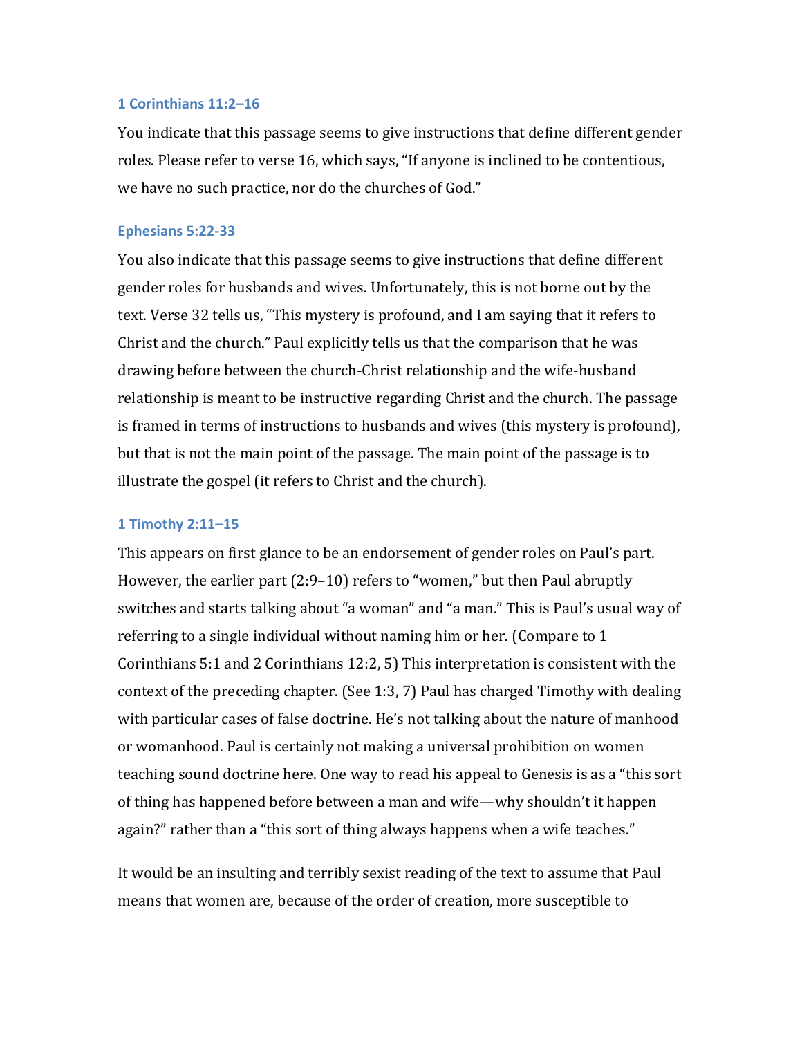### 1 Corinthians 11:2–16

You indicate that this passage seems to give instructions that define different gender roles. Please refer to verse 16, which says, "If anyone is inclined to be contentious, we have no such practice, nor do the churches of God."

### Ephesians 5:22-33

You also indicate that this passage seems to give instructions that define different gender roles for husbands and wives. Unfortunately, this is not borne out by the text. Verse 32 tells us, "This mystery is profound, and I am saying that it refers to Christ and the church." Paul explicitly tells us that the comparison that he was drawing before between the church-Christ relationship and the wife-husband relationship is meant to be instructive regarding Christ and the church. The passage is framed in terms of instructions to husbands and wives (this mystery is profound), but that is not the main point of the passage. The main point of the passage is to illustrate the gospel (it refers to Christ and the church).

### 1 Timothy 2:11–15

This appears on first glance to be an endorsement of gender roles on Paul's part. However, the earlier part (2:9–10) refers to "women," but then Paul abruptly switches and starts talking about "a woman" and "a man." This is Paul's usual way of referring to a single individual without naming him or her. (Compare to 1 Corinthians 5:1 and 2 Corinthians 12:2, 5) This interpretation is consistent with the context of the preceding chapter. (See 1:3, 7) Paul has charged Timothy with dealing with particular cases of false doctrine. He's not talking about the nature of manhood or womanhood. Paul is certainly not making a universal prohibition on women teaching sound doctrine here. One way to read his appeal to Genesis is as a "this sort of thing has happened before between a man and wife—why shouldn't it happen again?" rather than a "this sort of thing always happens when a wife teaches."

It would be an insulting and terribly sexist reading of the text to assume that Paul means that women are, because of the order of creation, more susceptible to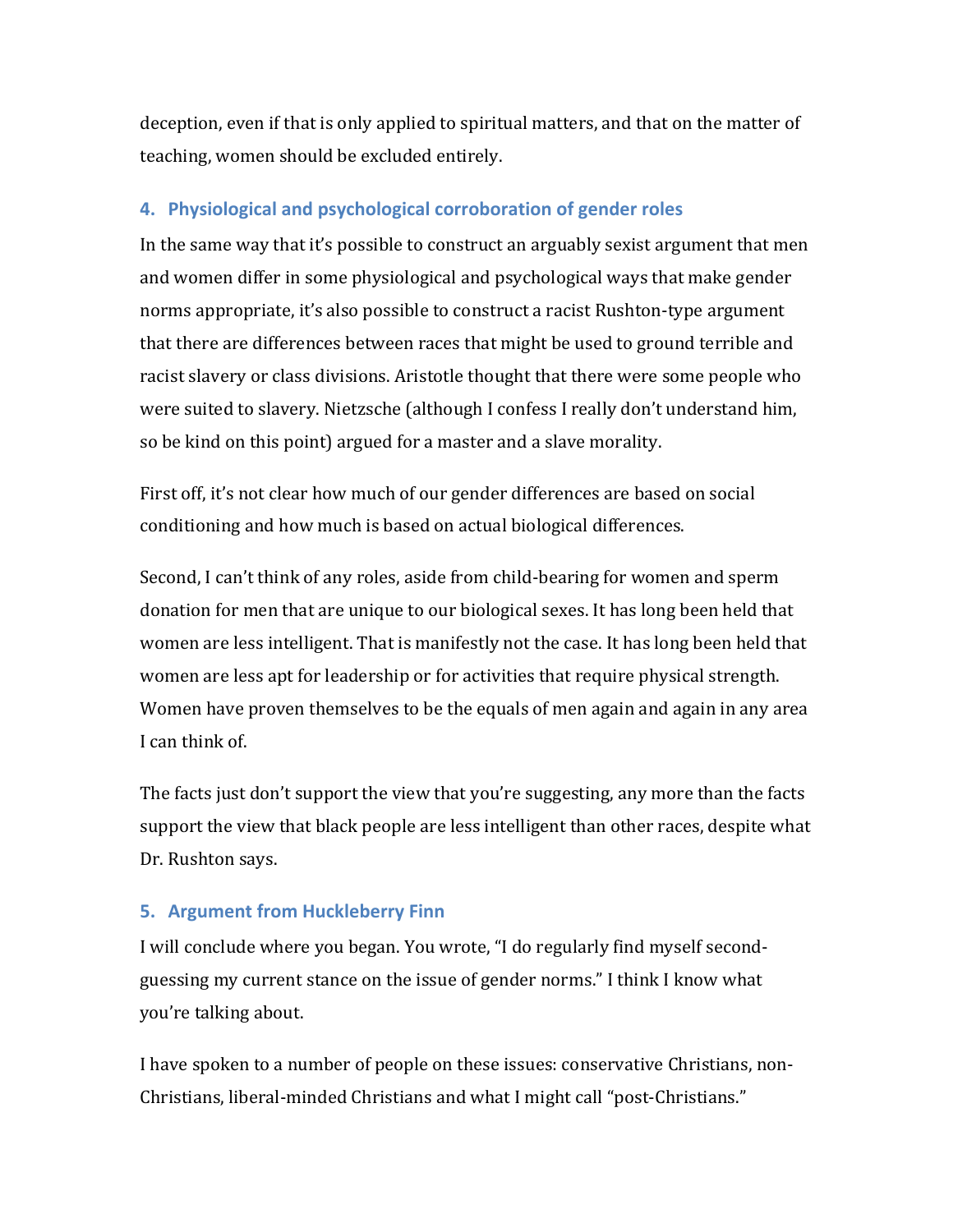deception, even if that is only applied to spiritual matters, and that on the matter of teaching, women should be excluded entirely.

### 4. Physiological and psychological corroboration of gender roles

In the same way that it's possible to construct an arguably sexist argument that men and women differ in some physiological and psychological ways that make gender norms appropriate, it's also possible to construct a racist Rushton-type argument that there are differences between races that might be used to ground terrible and racist slavery or class divisions. Aristotle thought that there were some people who were suited to slavery. Nietzsche (although I confess I really don't understand him, so be kind on this point) argued for a master and a slave morality.

First off, it's not clear how much of our gender differences are based on social conditioning and how much is based on actual biological differences.

Second, I can't think of any roles, aside from child-bearing for women and sperm donation for men that are unique to our biological sexes. It has long been held that women are less intelligent. That is manifestly not the case. It has long been held that women are less apt for leadership or for activities that require physical strength. Women have proven themselves to be the equals of men again and again in any area I can think of.

The facts just don't support the view that you're suggesting, any more than the facts support the view that black people are less intelligent than other races, despite what Dr. Rushton says.

### 5. Argument from Huckleberry Finn

I will conclude where you began. You wrote, "I do regularly find myself second-guessing my current stance on the issue of gender norms." I think I know what you're talking about.

I have spoken to a number of people on these issues: conservative Christians, non-Christians, liberal-minded Christians and what I might call "post-Christians."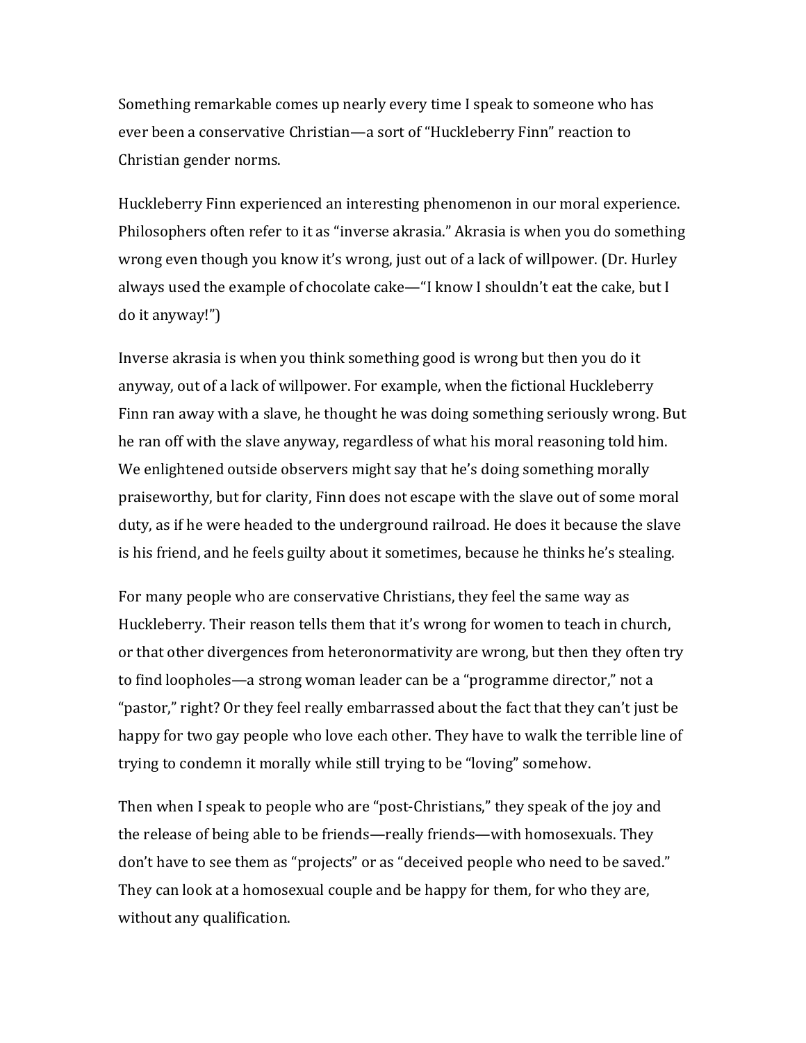Something remarkable comes up nearly every time I speak to someone who has ever been a conservative Christian—a sort of "Huckleberry Finn" reaction to Christian gender norms.

Huckleberry Finn experienced an interesting phenomenon in our moral experience. Philosophers often refer to it as "inverse akrasia." Akrasia is when you do something wrong even though you know it's wrong, just out of a lack of willpower. (Dr. Hurley always used the example of chocolate cake—"I know I shouldn't eat the cake, but I do it anyway!")

Inverse akrasia is when you think something good is wrong but then you do it anyway, out of a lack of willpower. For example, when the fictional Huckleberry Finn ran away with a slave, he thought he was doing something seriously wrong. But he ran off with the slave anyway, regardless of what his moral reasoning told him. We enlightened outside observers might say that he's doing something morally praiseworthy, but for clarity, Finn does not escape with the slave out of some moral duty, as if he were headed to the underground railroad. He does it because the slave is his friend, and he feels guilty about it sometimes, because he thinks he's stealing.

For many people who are conservative Christians, they feel the same way as Huckleberry. Their reason tells them that it's wrong for women to teach in church, or that other divergences from heteronormativity are wrong, but then they often try to find loopholes—a strong woman leader can be a "programme director," not a "pastor," right? Or they feel really embarrassed about the fact that they can't just be happy for two gay people who love each other. They have to walk the terrible line of trying to condemn it morally while still trying to be "loving" somehow.

Then when I speak to people who are "post-Christians," they speak of the joy and the release of being able to be friends—really friends—with homosexuals. They don't have to see them as "projects" or as "deceived people who need to be saved." They can look at a homosexual couple and be happy for them, for who they are, without any qualification.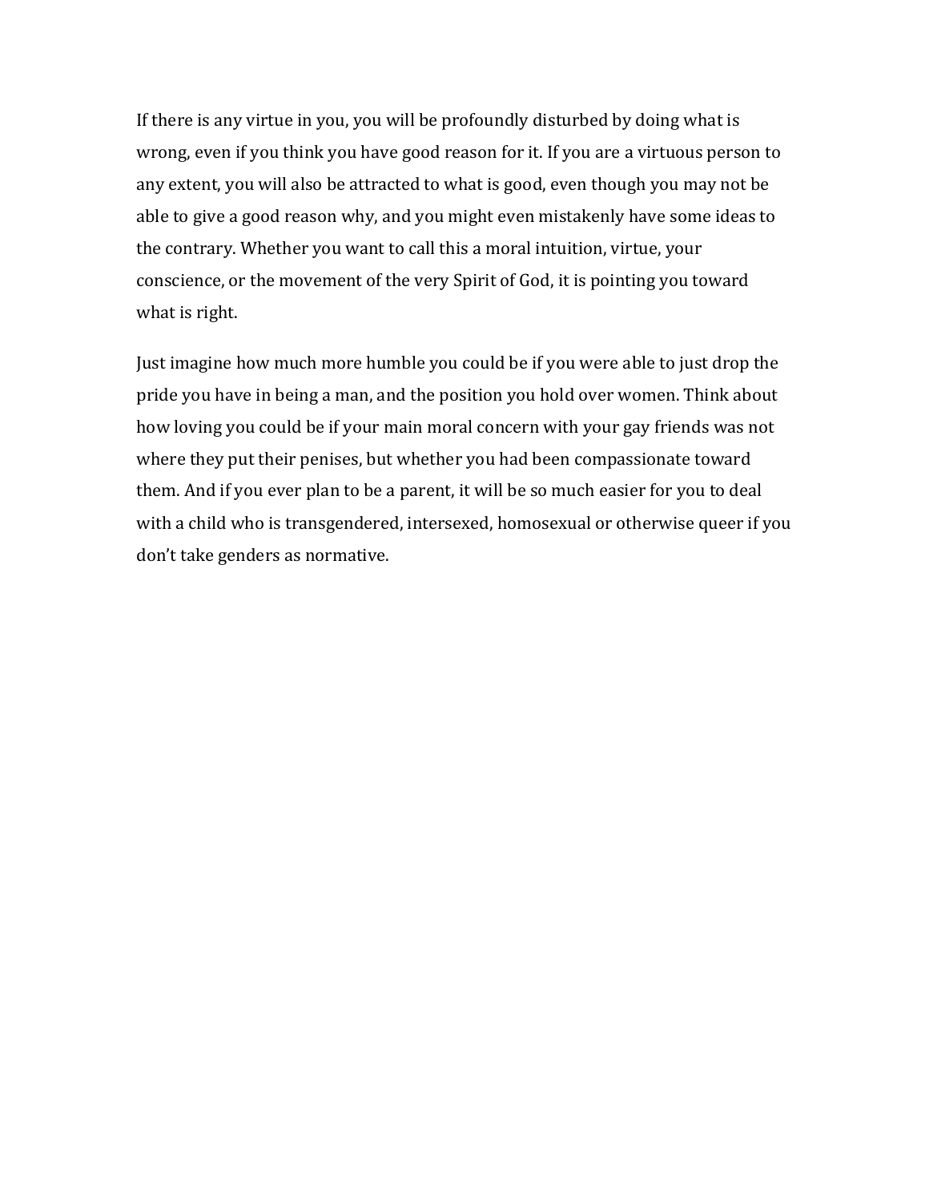If there is any virtue in you, you will be profoundly disturbed by doing what is wrong, even if you think you have good reason for it. If you are a virtuous person to any extent, you will also be attracted to what is good, even though you may not be able to give a good reason why, and you might even mistakenly have some ideas to the contrary. Whether you want to call this a moral intuition, virtue, your conscience, or the movement of the very Spirit of God, it is pointing you toward what is right.

Just imagine how much more humble you could be if you were able to just drop the pride you have in being a man, and the position you hold over women. Think about how loving you could be if your main moral concern with your gay friends was not where they put their penises, but whether you had been compassionate toward them. And if you ever plan to be a parent, it will be so much easier for you to deal with a child who is transgendered, intersexed, homosexual or otherwise queer if you don't take genders as normative.